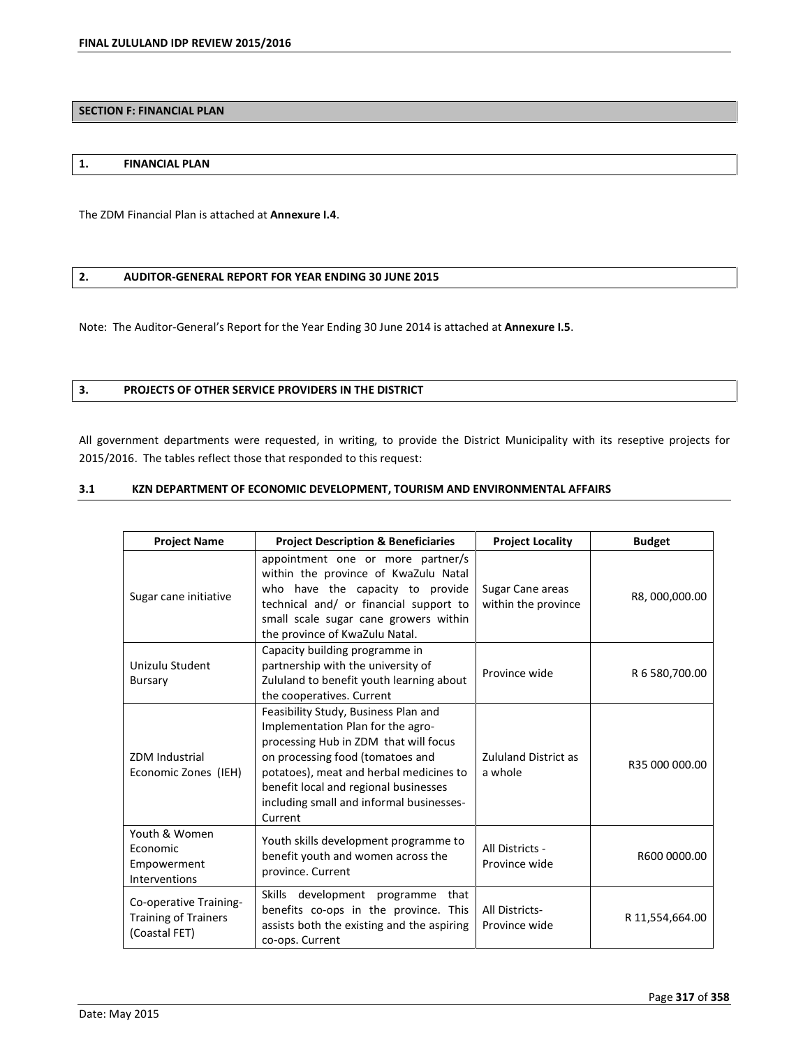## SECTION F: FINANCIAL PLAN

### 1. FINANCIAL PLAN

The ZDM Financial Plan is attached at **Annexure I.4**.

### 2. AUDITOR-GENERAL REPORT FOR YEAR ENDING 30 JUNE 2015

Note: The Auditor-General's Report for the Year Ending 30 June 2014 is attached at **Annexure I.5**.

### 3. PROJECTS OF OTHER SERVICE PROVIDERS IN THE DISTRICT

All government departments were requested, in writing, to provide the District Municipality with its reseptive projects for 2015/2016. The tables reflect those that responded to this request:

#### 3.1 KZN DEPARTMENT OF ECONOMIC DEVELOPMENT, TOURISM AND ENVIRONMENTAL AFFAIRS

| Project Name | Project Description & Beneficiaries | Project Locality | Budget |
|---|---|---|---|
| Sugar cane initiative | appointment one or more partner/s within the province of KwaZulu Natal who have the capacity to provide technical and/ or financial support to small scale sugar cane growers within the province of KwaZulu Natal. | Sugar Cane areas within the province | R8, 000,000.00 |
| Unizulu Student Bursary | Capacity building programme in partnership with the university of Zululand to benefit youth learning about the cooperatives. Current | Province wide | R 6 580,700.00 |
| ZDM Industrial Economic Zones (IEH) | Feasibility Study, Business Plan and Implementation Plan for the agro-processing Hub in ZDM that will focus on processing food (tomatoes and potatoes), meat and herbal medicines to benefit local and regional businesses including small and informal businesses- Current | Zululand District as a whole | R35 000 000.00 |
| Youth & Women Economic Empowerment Interventions | Youth skills development programme to benefit youth and women across the province. Current | All Districts - Province wide | R600 0000.00 |
| Co-operative Training- Training of Trainers (Coastal FET) | Skills development programme that benefits co-ops in the province. This assists both the existing and the aspiring co-ops. Current | All Districts- Province wide | R 11,554,664.00 |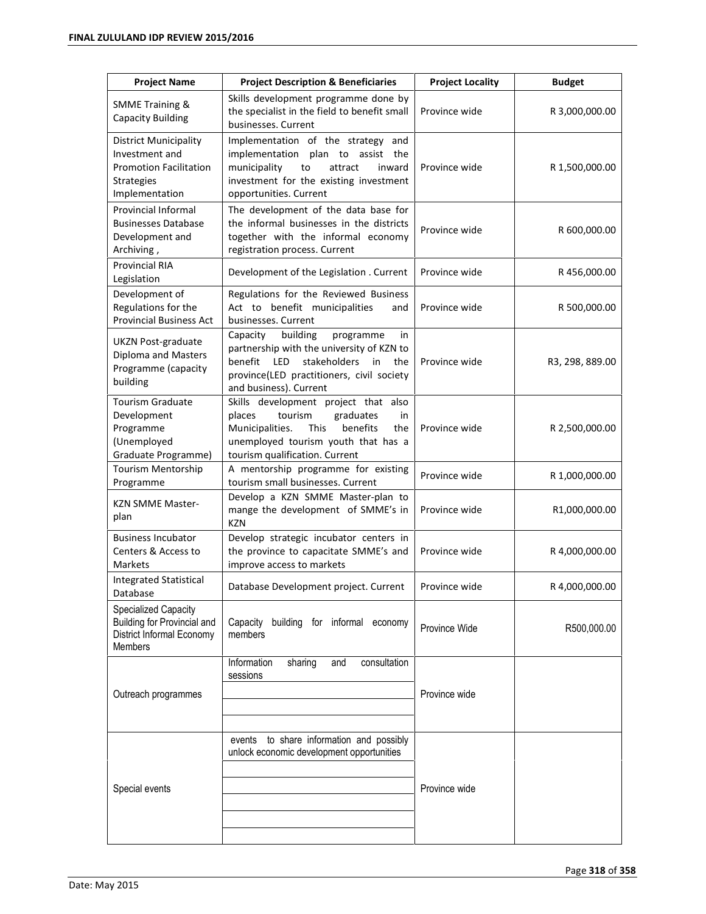| Project Name | Project Description & Beneficiaries | Project Locality | Budget |
|---|---|---|---|
| SMME Training & Capacity Building | Skills development programme done by the specialist in the field to benefit small businesses. Current | Province wide | R 3,000,000.00 |
| District Municipality Investment and Promotion Facilitation Strategies Implementation | Implementation of the strategy and implementation plan to assist the municipality to attract inward investment for the existing investment opportunities. Current | Province wide | R 1,500,000.00 |
| Provincial Informal Businesses Database Development and Archiving , | The development of the data base for the informal businesses in the districts together with the informal economy registration process. Current | Province wide | R 600,000.00 |
| Provincial RIA Legislation | Development of the Legislation . Current | Province wide | R 456,000.00 |
| Development of Regulations for the Provincial Business Act | Regulations for the Reviewed Business Act to benefit municipalities and businesses. Current | Province wide | R 500,000.00 |
| UKZN Post-graduate Diploma and Masters Programme (capacity building | Capacity building programme in partnership with the university of KZN to benefit LED stakeholders in the province(LED practitioners, civil society and business). Current | Province wide | R3, 298, 889.00 |
| Tourism Graduate Development Programme (Unemployed Graduate Programme) | Skills development project that also places tourism graduates in Municipalities. This benefits the unemployed tourism youth that has a tourism qualification. Current | Province wide | R 2,500,000.00 |
| Tourism Mentorship Programme | A mentorship programme for existing tourism small businesses. Current | Province wide | R 1,000,000.00 |
| KZN SMME Master-plan | Develop a KZN SMME Master-plan to mange the development of SMME's in KZN | Province wide | R1,000,000.00 |
| Business Incubator Centers & Access to Markets | Develop strategic incubator centers in the province to capacitate SMME's and improve access to markets | Province wide | R 4,000,000.00 |
| Integrated Statistical Database | Database Development project. Current | Province wide | R 4,000,000.00 |
| Specialized Capacity Building for Provincial and District Informal Economy Members | Capacity building for informal economy members | Province Wide | R500,000.00 |
| Outreach programmes | Information sharing and consultation sessions | Province wide | |
| Special events | events to share information and possibly unlock economic development opportunities | Province wide | |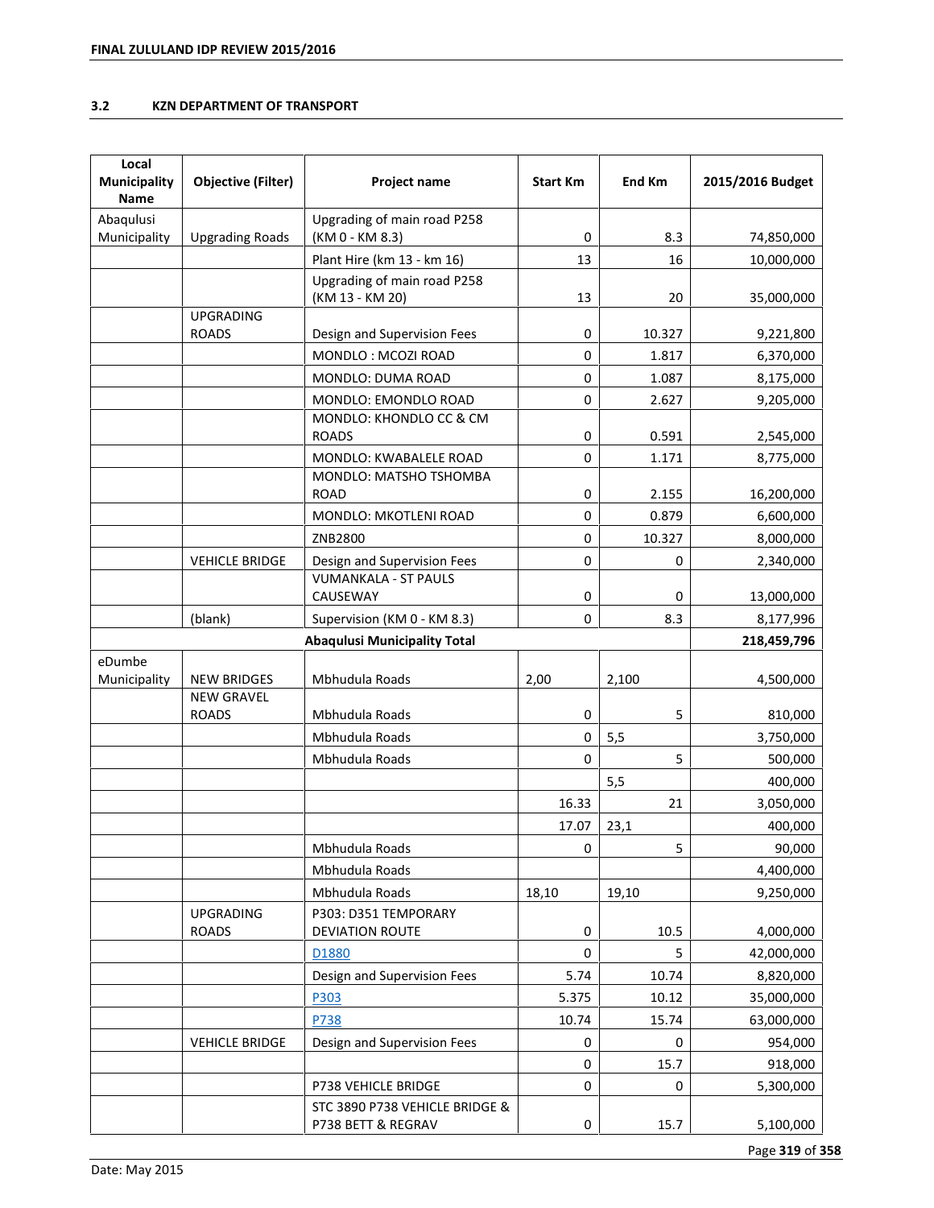### 3.2 KZN DEPARTMENT OF TRANSPORT

| Local Municipality Name | Objective (Filter) | Project name | Start Km | End Km | 2015/2016 Budget |
|---|---|---|---|---|---|
| Abaqulusi Municipality | Upgrading Roads | Upgrading of main road P258 (KM 0 - KM 8.3) | 0 | 8.3 | 74,850,000 |
| | | Plant Hire (km 13 - km 16) | 13 | 16 | 10,000,000 |
| | | Upgrading of main road P258 (KM 13 - KM 20) | 13 | 20 | 35,000,000 |
| | UPGRADING ROADS | Design and Supervision Fees | 0 | 10.327 | 9,221,800 |
| | | MONDLO : MCOZI ROAD | 0 | 1.817 | 6,370,000 |
| | | MONDLO: DUMA ROAD | 0 | 1.087 | 8,175,000 |
| | | MONDLO: EMONDLO ROAD | 0 | 2.627 | 9,205,000 |
| | | MONDLO: KHONDLO CC & CM ROADS | 0 | 0.591 | 2,545,000 |
| | | MONDLO: KWABALELE ROAD | 0 | 1.171 | 8,775,000 |
| | | MONDLO: MATSHO TSHOMBA ROAD | 0 | 2.155 | 16,200,000 |
| | | MONDLO: MKOTLENI ROAD | 0 | 0.879 | 6,600,000 |
| | | ZNB2800 | 0 | 10.327 | 8,000,000 |
| | VEHICLE BRIDGE | Design and Supervision Fees | 0 | 0 | 2,340,000 |
| | | VUMANKALA - ST PAULS CAUSEWAY | 0 | 0 | 13,000,000 |
| | (blank) | Supervision (KM 0 - KM 8.3) | 0 | 8.3 | 8,177,996 |
| | | **Abaqulusi Municipality Total** | | | **218,459,796** |
| eDumbe Municipality | NEW BRIDGES | Mbhudula Roads | 2,00 | 2,100 | 4,500,000 |
| | NEW GRAVEL ROADS | Mbhudula Roads | 0 | 5 | 810,000 |
| | | Mbhudula Roads | 0 | 5,5 | 3,750,000 |
| | | Mbhudula Roads | 0 | 5 | 500,000 |
| | | | | 5,5 | 400,000 |
| | | | 16.33 | 21 | 3,050,000 |
| | | | 17.07 | 23,1 | 400,000 |
| | | Mbhudula Roads | 0 | 5 | 90,000 |
| | | Mbhudula Roads | | | 4,400,000 |
| | | Mbhudula Roads | 18,10 | 19,10 | 9,250,000 |
| | UPGRADING ROADS | P303: D351 TEMPORARY DEVIATION ROUTE | 0 | 10.5 | 4,000,000 |
| | | D1880 | 0 | 5 | 42,000,000 |
| | | Design and Supervision Fees | 5.74 | 10.74 | 8,820,000 |
| | | P303 | 5.375 | 10.12 | 35,000,000 |
| | | P738 | 10.74 | 15.74 | 63,000,000 |
| | VEHICLE BRIDGE | Design and Supervision Fees | 0 | 0 | 954,000 |
| | | | 0 | 15.7 | 918,000 |
| | | P738 VEHICLE BRIDGE | 0 | 0 | 5,300,000 |
| | | STC 3890 P738 VEHICLE BRIDGE & P738 BETT & REGRAV | 0 | 15.7 | 5,100,000 |

Date: May 2015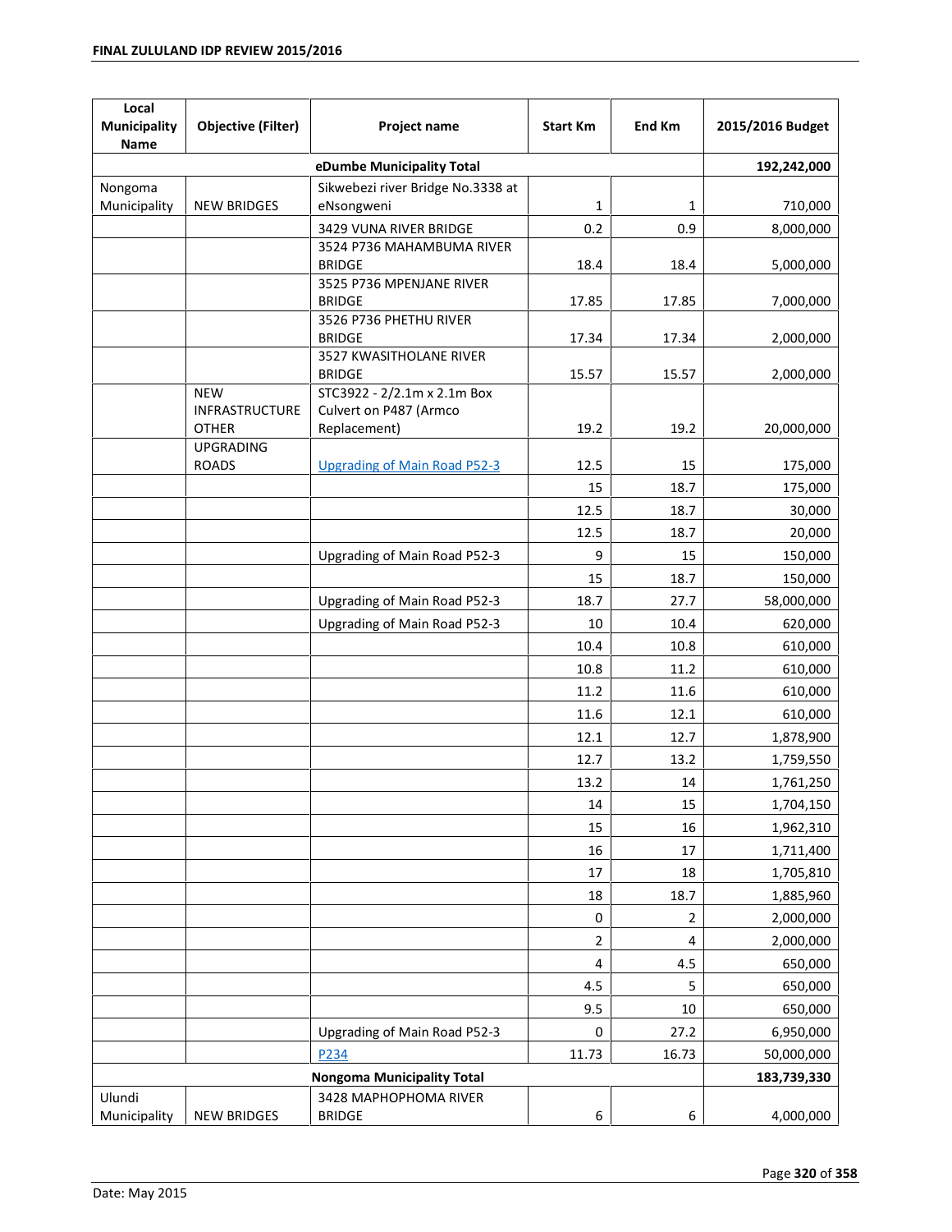| Local Municipality Name | Objective (Filter) | Project name | Start Km | End Km | 2015/2016 Budget |
|---|---|---|---|---|---|
| | | eDumbe Municipality Total | | | 192,242,000 |
| Nongoma Municipality | NEW BRIDGES | Sikwebezi river Bridge No.3338 at eNsongweni | 1 | 1 | 710,000 |
| | | 3429 VUNA RIVER BRIDGE | 0.2 | 0.9 | 8,000,000 |
| | | 3524 P736 MAHAMBUMA RIVER BRIDGE | 18.4 | 18.4 | 5,000,000 |
| | | 3525 P736 MPENJANE RIVER BRIDGE | 17.85 | 17.85 | 7,000,000 |
| | | 3526 P736 PHETHU RIVER BRIDGE | 17.34 | 17.34 | 2,000,000 |
| | | 3527 KWASITHOLANE RIVER BRIDGE | 15.57 | 15.57 | 2,000,000 |
| | NEW INFRASTRUCTURE OTHER | STC3922 - 2/2.1m x 2.1m Box Culvert on P487 (Armco Replacement) | 19.2 | 19.2 | 20,000,000 |
| | UPGRADING ROADS | Upgrading of Main Road P52-3 | 12.5 | 15 | 175,000 |
| | | | 15 | 18.7 | 175,000 |
| | | | 12.5 | 18.7 | 30,000 |
| | | | 12.5 | 18.7 | 20,000 |
| | | Upgrading of Main Road P52-3 | 9 | 15 | 150,000 |
| | | | 15 | 18.7 | 150,000 |
| | | Upgrading of Main Road P52-3 | 18.7 | 27.7 | 58,000,000 |
| | | Upgrading of Main Road P52-3 | 10 | 10.4 | 620,000 |
| | | | 10.4 | 10.8 | 610,000 |
| | | | 10.8 | 11.2 | 610,000 |
| | | | 11.2 | 11.6 | 610,000 |
| | | | 11.6 | 12.1 | 610,000 |
| | | | 12.1 | 12.7 | 1,878,900 |
| | | | 12.7 | 13.2 | 1,759,550 |
| | | | 13.2 | 14 | 1,761,250 |
| | | | 14 | 15 | 1,704,150 |
| | | | 15 | 16 | 1,962,310 |
| | | | 16 | 17 | 1,711,400 |
| | | | 17 | 18 | 1,705,810 |
| | | | 18 | 18.7 | 1,885,960 |
| | | | 0 | 2 | 2,000,000 |
| | | | 2 | 4 | 2,000,000 |
| | | | 4 | 4.5 | 650,000 |
| | | | 4.5 | 5 | 650,000 |
| | | | 9.5 | 10 | 650,000 |
| | | Upgrading of Main Road P52-3 | 0 | 27.2 | 6,950,000 |
| | | P234 | 11.73 | 16.73 | 50,000,000 |
| | | Nongoma Municipality Total | | | 183,739,330 |
| Ulundi Municipality | NEW BRIDGES | 3428 MAPHOPHOMA RIVER BRIDGE | 6 | 6 | 4,000,000 |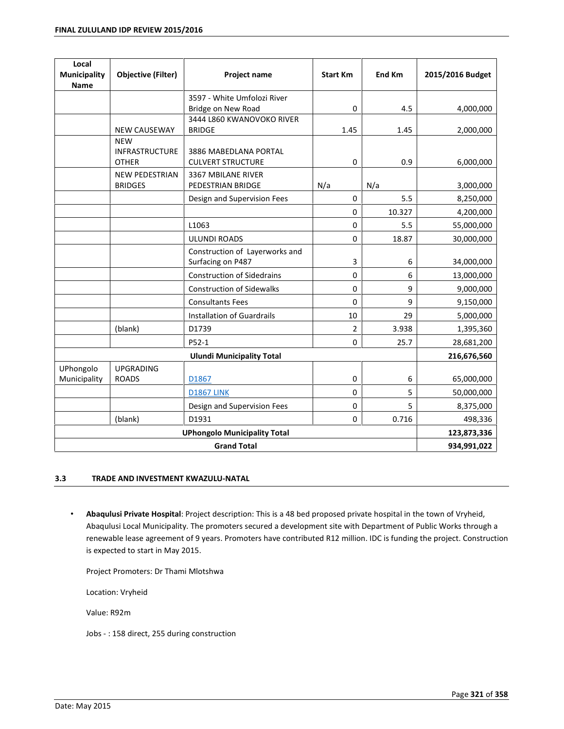| Local Municipality Name | Objective (Filter) | Project name | Start Km | End Km | 2015/2016 Budget |
|---|---|---|---|---|---|
| | | 3597 - White Umfolozi River Bridge on New Road | 0 | 4.5 | 4,000,000 |
| | NEW CAUSEWAY | 3444 L860 KWANOVOKO RIVER BRIDGE | 1.45 | 1.45 | 2,000,000 |
| | NEW INFRASTRUCTURE OTHER | 3886 MABEDLANA PORTAL CULVERT STRUCTURE | 0 | 0.9 | 6,000,000 |
| | NEW PEDESTRIAN BRIDGES | 3367 MBILANE RIVER PEDESTRIAN BRIDGE | N/a | N/a | 3,000,000 |
| | | Design and Supervision Fees | 0 | 5.5 | 8,250,000 |
| | | | 0 | 10.327 | 4,200,000 |
| | | L1063 | 0 | 5.5 | 55,000,000 |
| | | ULUNDI ROADS | 0 | 18.87 | 30,000,000 |
| | | Construction of Layerworks and Surfacing on P487 | 3 | 6 | 34,000,000 |
| | | Construction of Sidedrains | 0 | 6 | 13,000,000 |
| | | Construction of Sidewalks | 0 | 9 | 9,000,000 |
| | | Consultants Fees | 0 | 9 | 9,150,000 |
| | | Installation of Guardrails | 10 | 29 | 5,000,000 |
| | (blank) | D1739 | 2 | 3.938 | 1,395,360 |
| | | P52-1 | 0 | 25.7 | 28,681,200 |
| **Ulundi Municipality Total** | | | | | **216,676,560** |
| UPhongolo Municipality | UPGRADING ROADS | D1867 | 0 | 6 | 65,000,000 |
| | | D1867 LINK | 0 | 5 | 50,000,000 |
| | | Design and Supervision Fees | 0 | 5 | 8,375,000 |
| | (blank) | D1931 | 0 | 0.716 | 498,336 |
| **UPhongolo Municipality Total** | | | | | **123,873,336** |
| **Grand Total** | | | | | **934,991,022** |

### 3.3 TRADE AND INVESTMENT KWAZULU-NATAL

- **Abaqulusi Private Hospital**: Project description: This is a 48 bed proposed private hospital in the town of Vryheid, Abaqulusi Local Municipality. The promoters secured a development site with Department of Public Works through a renewable lease agreement of 9 years. Promoters have contributed R12 million. IDC is funding the project. Construction is expected to start in May 2015.

  Project Promoters: Dr Thami Mlotshwa

  Location: Vryheid

  Value: R92m

  Jobs - : 158 direct, 255 during construction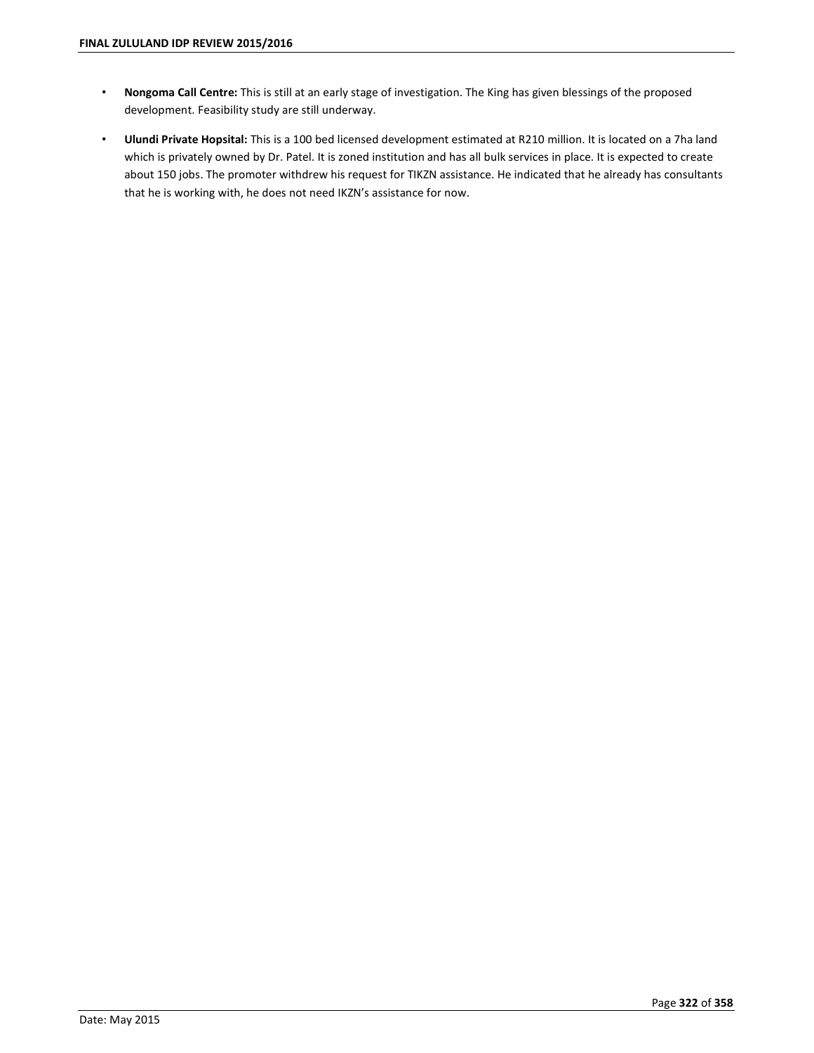- **Nongoma Call Centre:** This is still at an early stage of investigation. The King has given blessings of the proposed development. Feasibility study are still underway.
- **Ulundi Private Hopsital:** This is a 100 bed licensed development estimated at R210 million. It is located on a 7ha land which is privately owned by Dr. Patel. It is zoned institution and has all bulk services in place. It is expected to create about 150 jobs. The promoter withdrew his request for TIKZN assistance. He indicated that he already has consultants that he is working with, he does not need IKZN's assistance for now.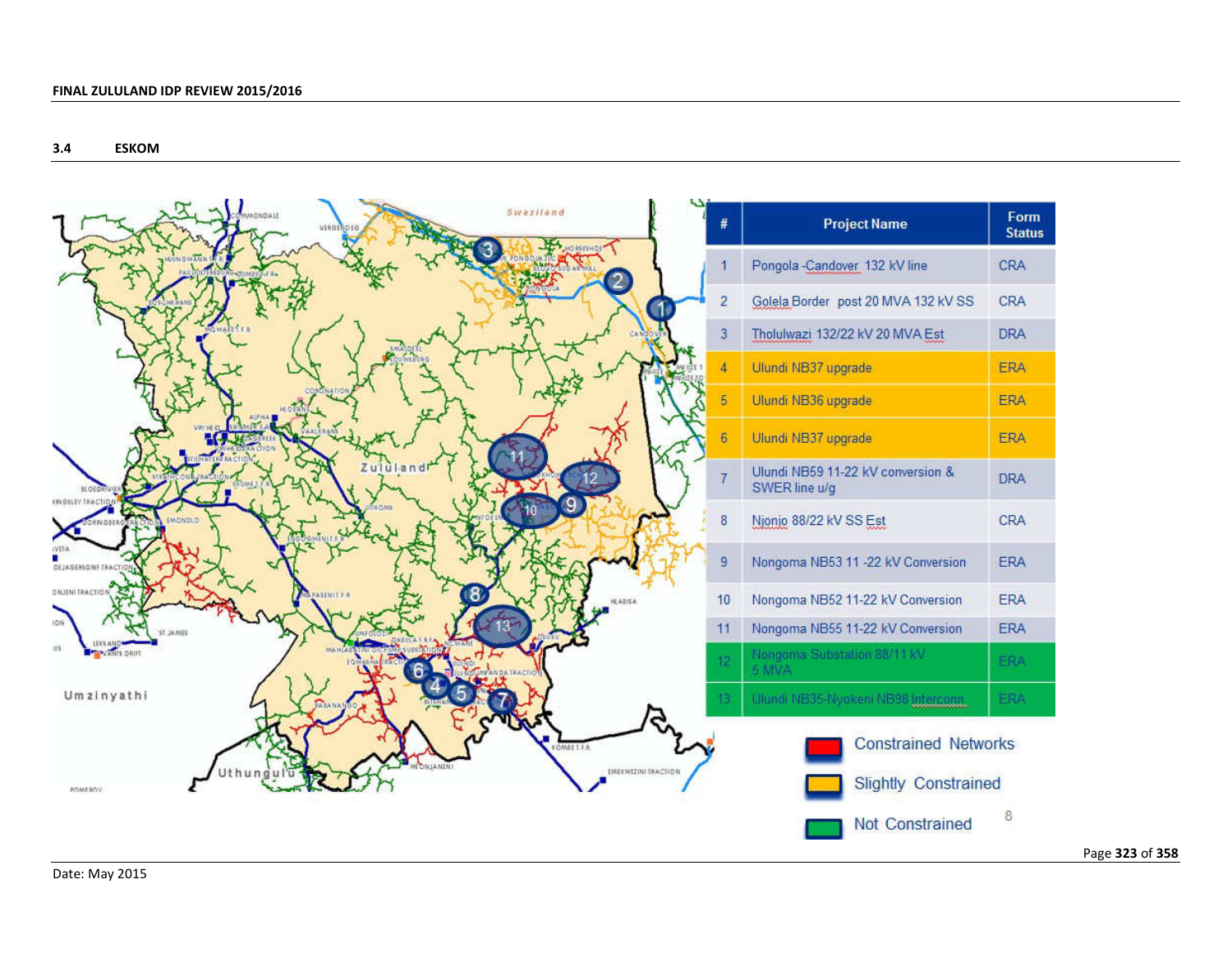## 3.4 ESKOM

| # | Project Name | Form Status |
|---|---|---|
| 1 | Pongola -Candover 132 kV line | CRA |
| 2 | Golela Border post 20 MVA 132 kV SS | CRA |
| 3 | Tholulwazi 132/22 kV 20 MVA Est | DRA |
| 4 | Ulundi NB37 upgrade | ERA |
| 5 | Ulundi NB36 upgrade | ERA |
| 6 | Ulundi NB37 upgrade | ERA |
| 7 | Ulundi NB59 11-22 kV conversion & SWER line u/g | DRA |
| 8 | Njonjo 88/22 kV SS Est | CRA |
| 9 | Nongoma NB53 11 -22 kV Conversion | ERA |
| 10 | Nongoma NB52 11-22 kV Conversion | ERA |
| 11 | Nongoma NB55 11-22 kV Conversion | ERA |
| 12 | Nongoma Substation 88/11 kV 5 MVA | ERA |
| 13 | Ulundi NB35-Nyokeni NB98 Interconn | ERA |

Constrained Networks

Slightly Constrained

Not Constrained